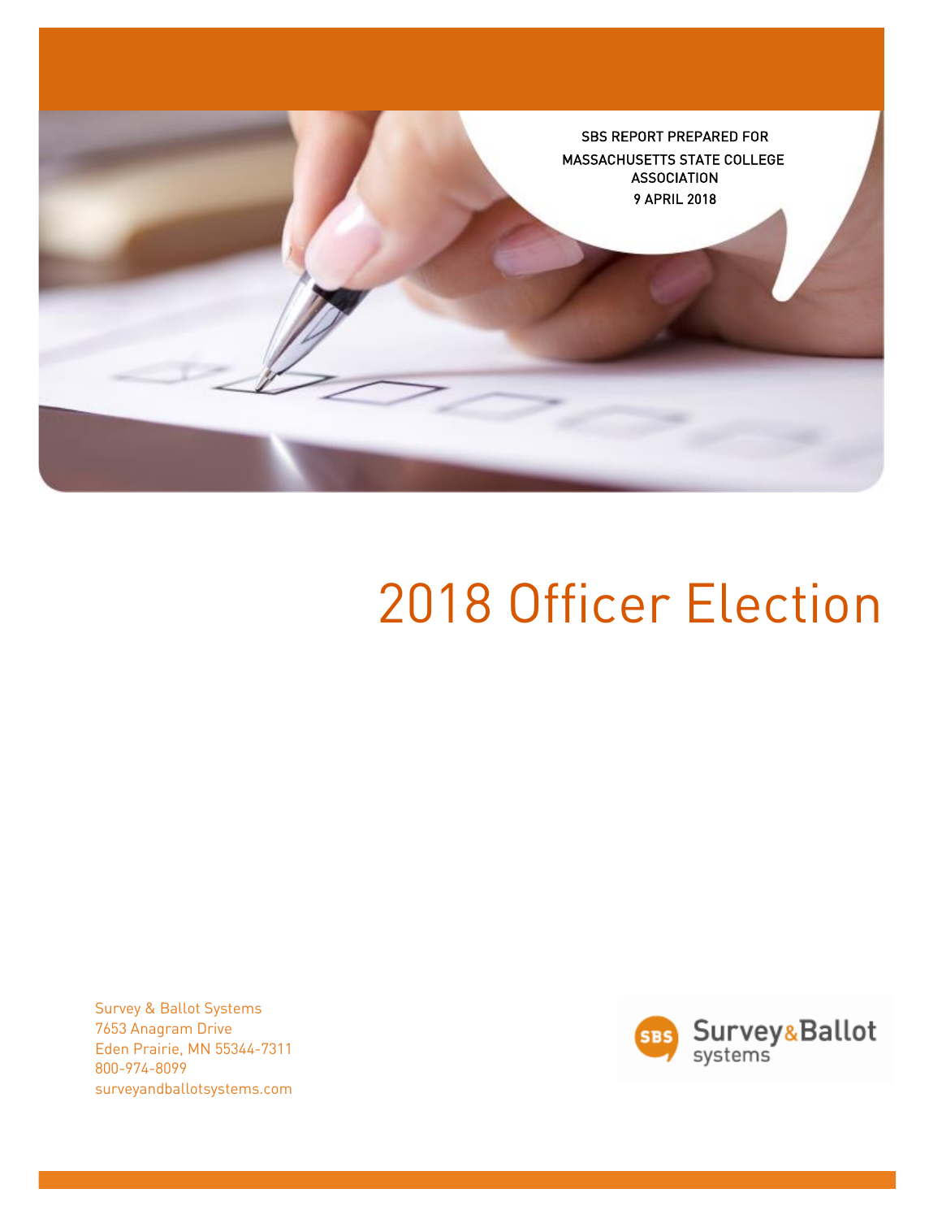SBS REPORT PREPARED FOR
MASSACHUSETTS STATE COLLEGE ASSOCIATION
9 APRIL 2018

# 2018 Officer Election

Survey & Ballot Systems
7653 Anagram Drive
Eden Prairie, MN 55344-7311
800-974-8099
surveyandballotsystems.com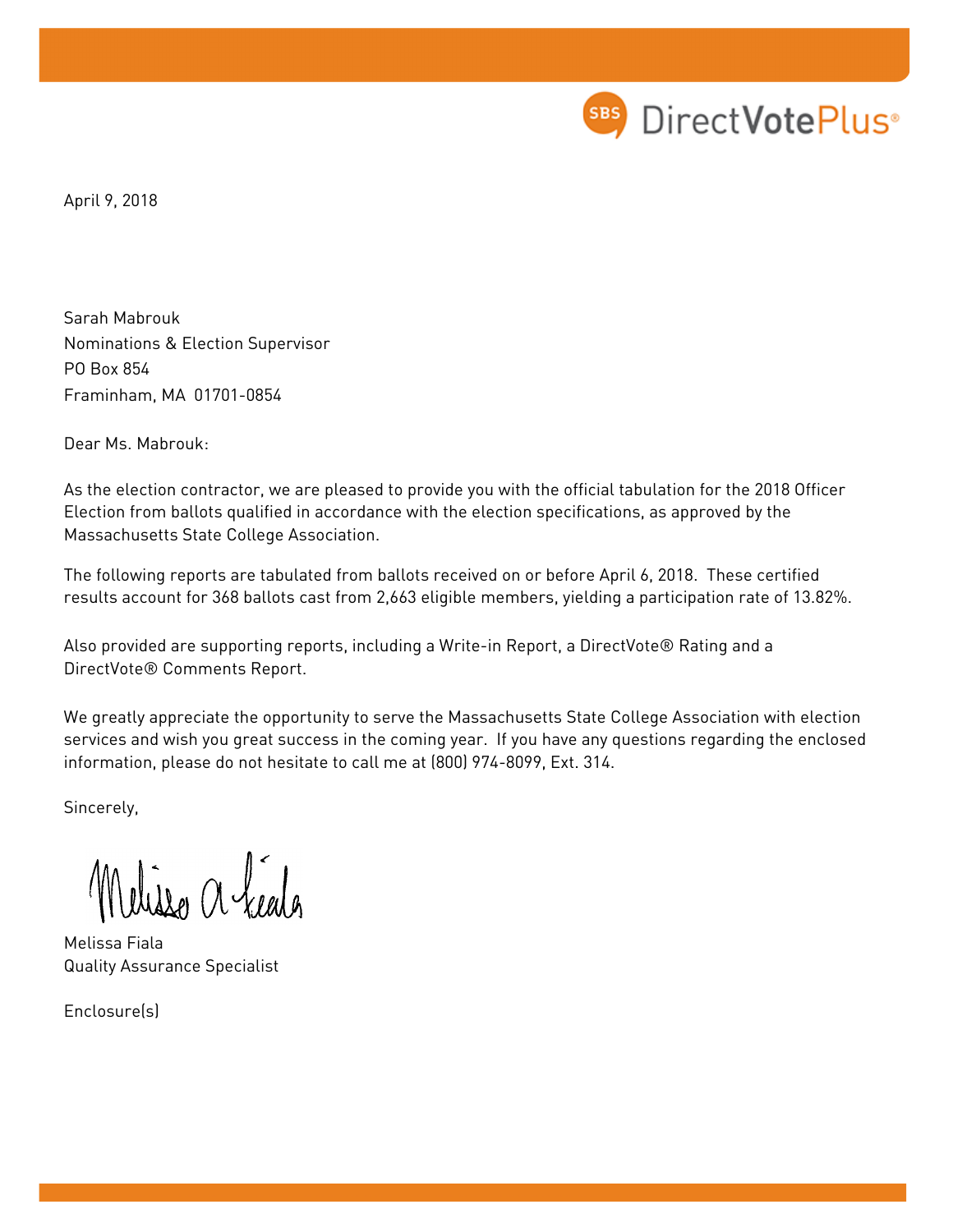SBS DirectVotePlus®

April 9, 2018

Sarah Mabrouk
Nominations & Election Supervisor
PO Box 854
Framinham, MA  01701-0854

Dear Ms. Mabrouk:

As the election contractor, we are pleased to provide you with the official tabulation for the 2018 Officer Election from ballots qualified in accordance with the election specifications, as approved by the Massachusetts State College Association.

The following reports are tabulated from ballots received on or before April 6, 2018. These certified results account for 368 ballots cast from 2,663 eligible members, yielding a participation rate of 13.82%.

Also provided are supporting reports, including a Write-in Report, a DirectVote® Rating and a DirectVote® Comments Report.

We greatly appreciate the opportunity to serve the Massachusetts State College Association with election services and wish you great success in the coming year. If you have any questions regarding the enclosed information, please do not hesitate to call me at (800) 974-8099, Ext. 314.

Sincerely,

Melissa Fiala
Quality Assurance Specialist

Enclosure(s)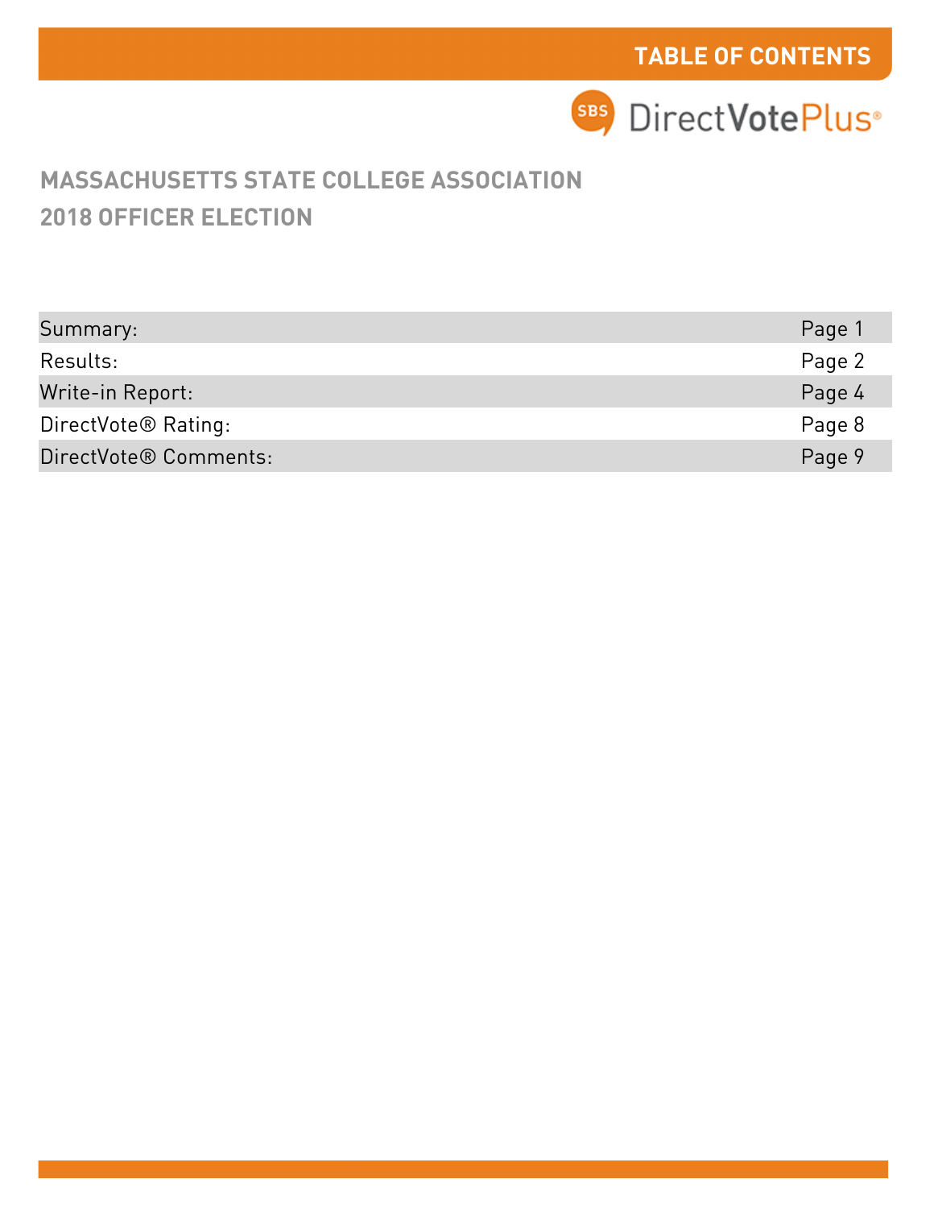# TABLE OF CONTENTS

SBS DirectVotePlus®

## MASSACHUSETTS STATE COLLEGE ASSOCIATION
## 2018 OFFICER ELECTION

| | |
|---|---|
| Summary: | Page 1 |
| Results: | Page 2 |
| Write-in Report: | Page 4 |
| DirectVote® Rating: | Page 8 |
| DirectVote® Comments: | Page 9 |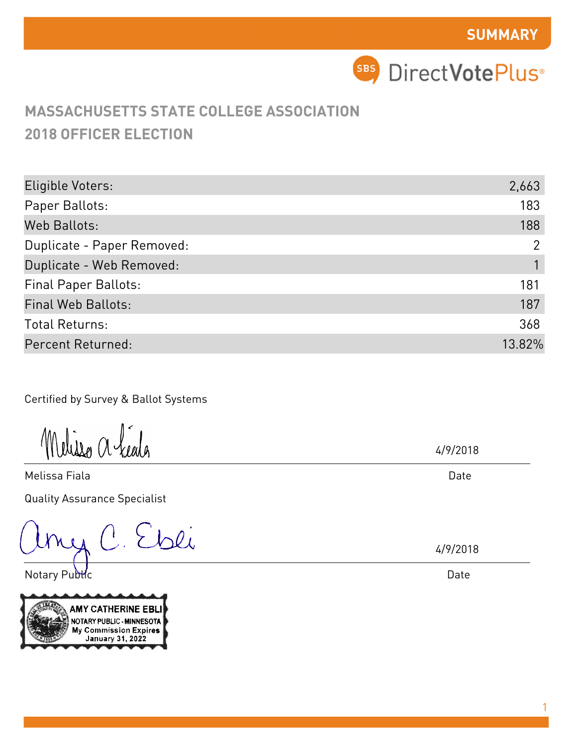**SUMMARY**

DirectVotePlus®

## MASSACHUSETTS STATE COLLEGE ASSOCIATION
## 2018 OFFICER ELECTION

| | |
|---|---|
| Eligible Voters: | 2,663 |
| Paper Ballots: | 183 |
| Web Ballots: | 188 |
| Duplicate - Paper Removed: | 2 |
| Duplicate - Web Removed: | 1 |
| Final Paper Ballots: | 181 |
| Final Web Ballots: | 187 |
| Total Returns: | 368 |
| Percent Returned: | 13.82% |

Certified by Survey & Ballot Systems

Melissa A Fiala — 4/9/2018

Melissa Fiala — Date

Quality Assurance Specialist

Amy C. Ebli — 4/9/2018

Notary Public — Date

AMY CATHERINE EBLI
NOTARY PUBLIC - MINNESOTA
My Commission Expires
January 31, 2022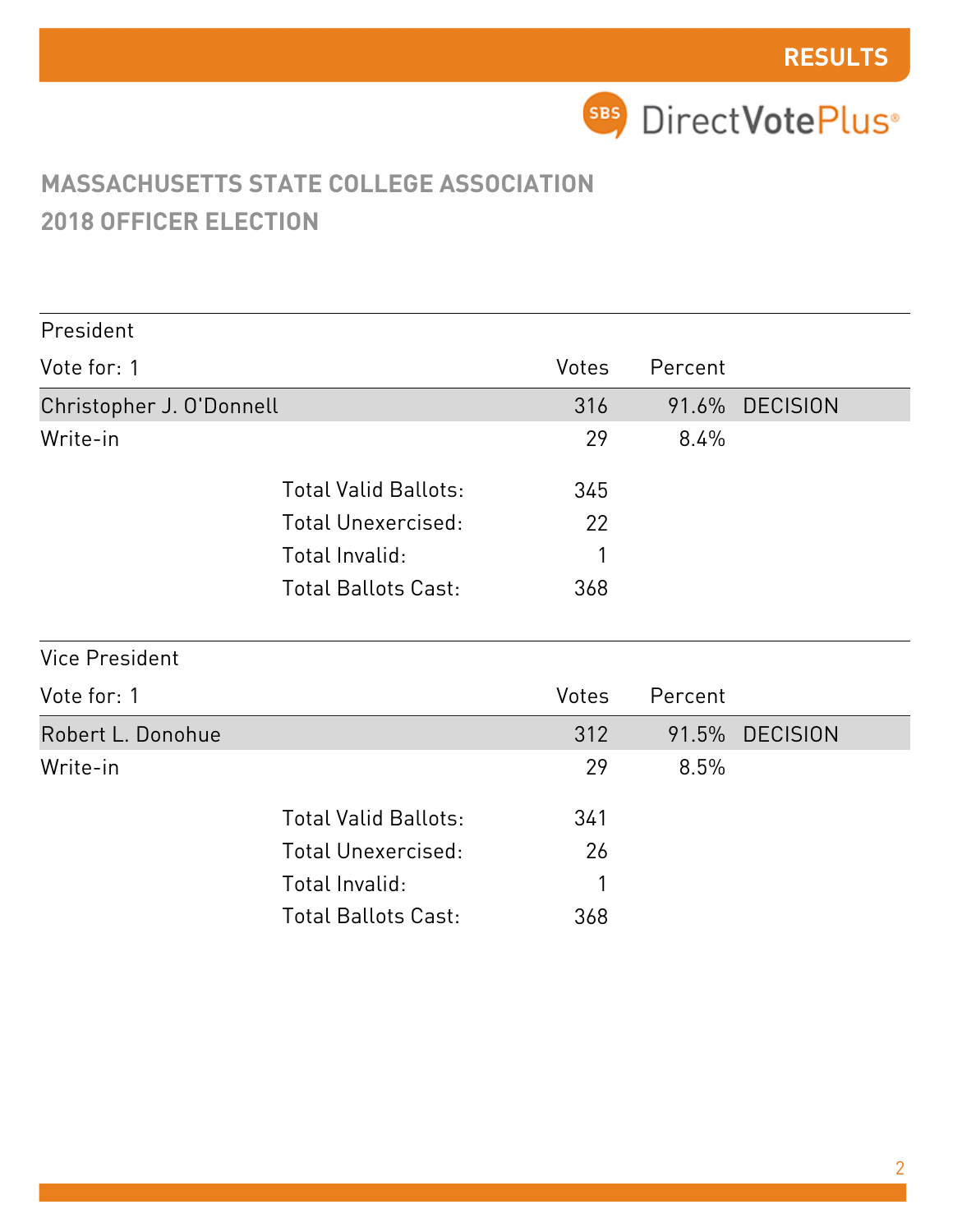RESULTS

SBS DirectVotePlus®

## MASSACHUSETTS STATE COLLEGE ASSOCIATION
## 2018 OFFICER ELECTION

### President

| Vote for: 1 | Votes | Percent | |
|---|---|---|---|
| Christopher J. O'Donnell | 316 | 91.6% | DECISION |
| Write-in | 29 | 8.4% | |

| | |
|---|---|
| Total Valid Ballots: | 345 |
| Total Unexercised: | 22 |
| Total Invalid: | 1 |
| Total Ballots Cast: | 368 |

### Vice President

| Vote for: 1 | Votes | Percent | |
|---|---|---|---|
| Robert L. Donohue | 312 | 91.5% | DECISION |
| Write-in | 29 | 8.5% | |

| | |
|---|---|
| Total Valid Ballots: | 341 |
| Total Unexercised: | 26 |
| Total Invalid: | 1 |
| Total Ballots Cast: | 368 |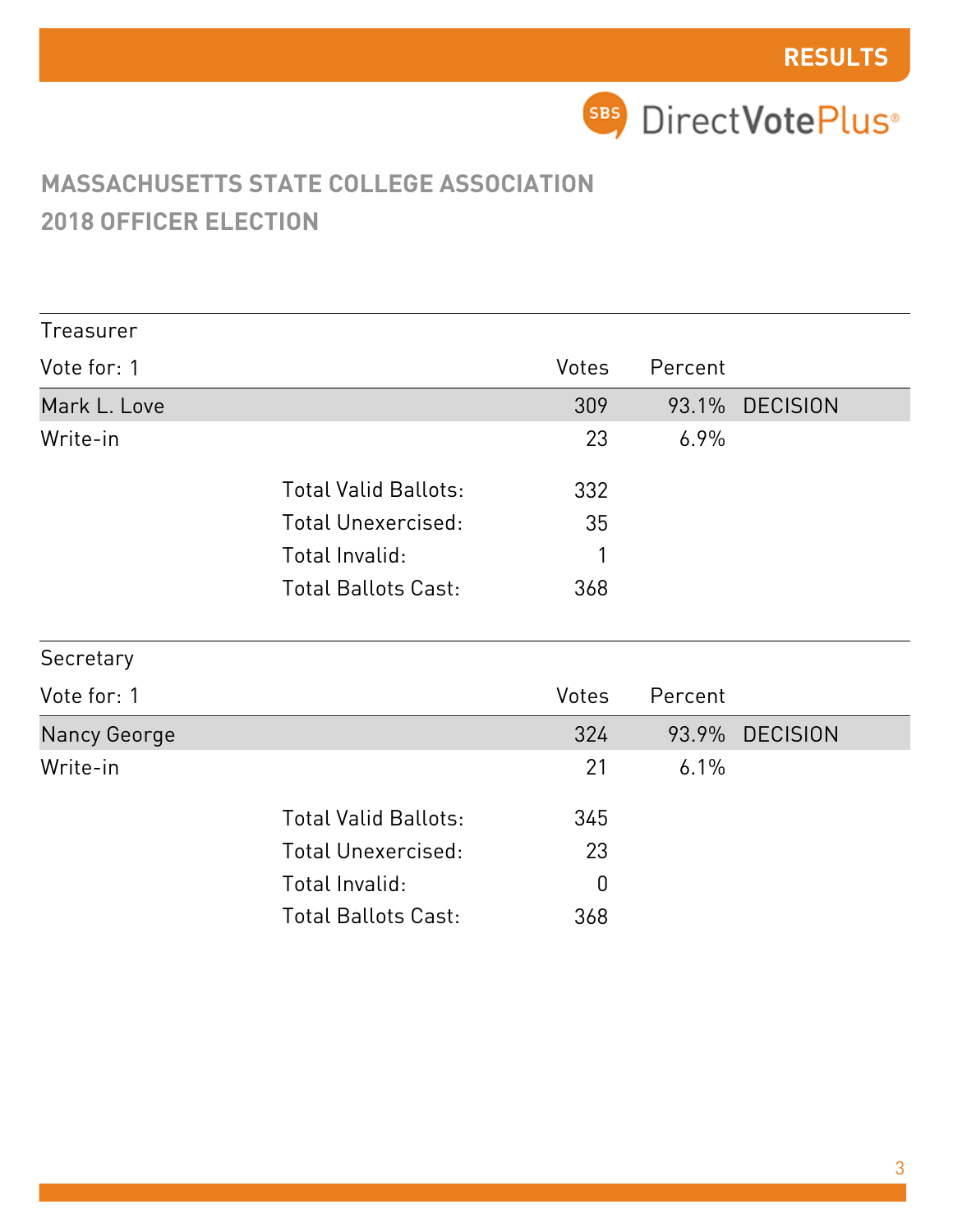**RESULTS**

SBS DirectVotePlus®

## MASSACHUSETTS STATE COLLEGE ASSOCIATION
## 2018 OFFICER ELECTION

### Treasurer

| Vote for: 1 | Votes | Percent | |
|---|---|---|---|
| Mark L. Love | 309 | 93.1% | DECISION |
| Write-in | 23 | 6.9% | |

| | |
|---|---|
| Total Valid Ballots: | 332 |
| Total Unexercised: | 35 |
| Total Invalid: | 1 |
| Total Ballots Cast: | 368 |

### Secretary

| Vote for: 1 | Votes | Percent | |
|---|---|---|---|
| Nancy George | 324 | 93.9% | DECISION |
| Write-in | 21 | 6.1% | |

| | |
|---|---|
| Total Valid Ballots: | 345 |
| Total Unexercised: | 23 |
| Total Invalid: | 0 |
| Total Ballots Cast: | 368 |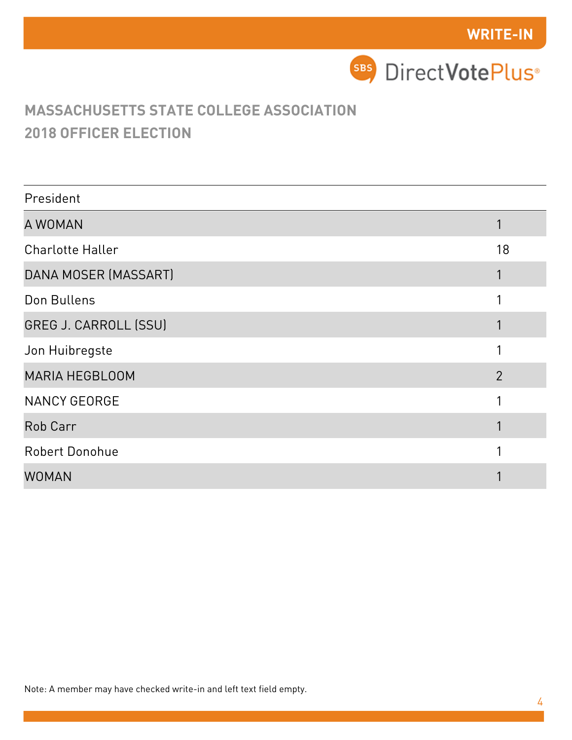WRITE-IN

DirectVotePlus

## MASSACHUSETTS STATE COLLEGE ASSOCIATION
## 2018 OFFICER ELECTION

| President | |
|---|---|
| A WOMAN | 1 |
| Charlotte Haller | 18 |
| DANA MOSER (MASSART) | 1 |
| Don Bullens | 1 |
| GREG J. CARROLL (SSU) | 1 |
| Jon Huibregste | 1 |
| MARIA HEGBLOOM | 2 |
| NANCY GEORGE | 1 |
| Rob Carr | 1 |
| Robert Donohue | 1 |
| WOMAN | 1 |

Note: A member may have checked write-in and left text field empty.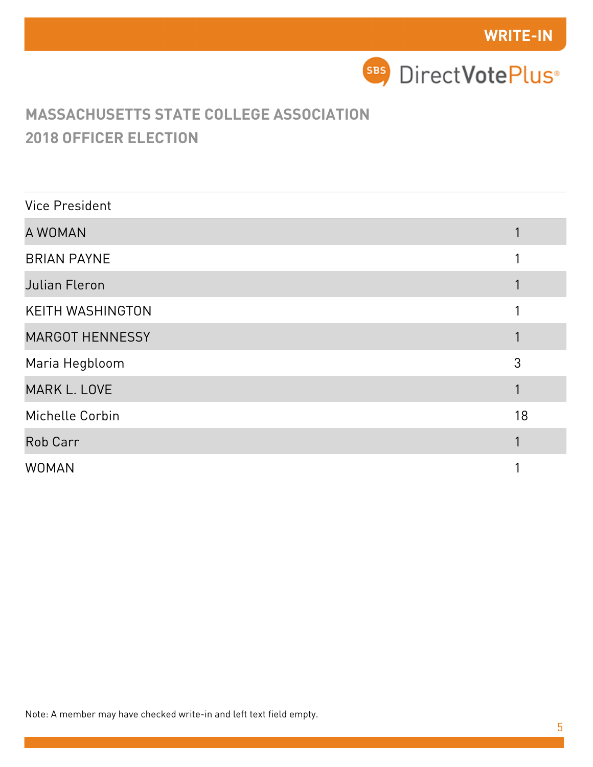WRITE-IN

DirectVotePlus

## MASSACHUSETTS STATE COLLEGE ASSOCIATION
## 2018 OFFICER ELECTION

| Vice President | |
|---|---|
| A WOMAN | 1 |
| BRIAN PAYNE | 1 |
| Julian Fleron | 1 |
| KEITH WASHINGTON | 1 |
| MARGOT HENNESSY | 1 |
| Maria Hegbloom | 3 |
| MARK L. LOVE | 1 |
| Michelle Corbin | 18 |
| Rob Carr | 1 |
| WOMAN | 1 |

Note: A member may have checked write-in and left text field empty.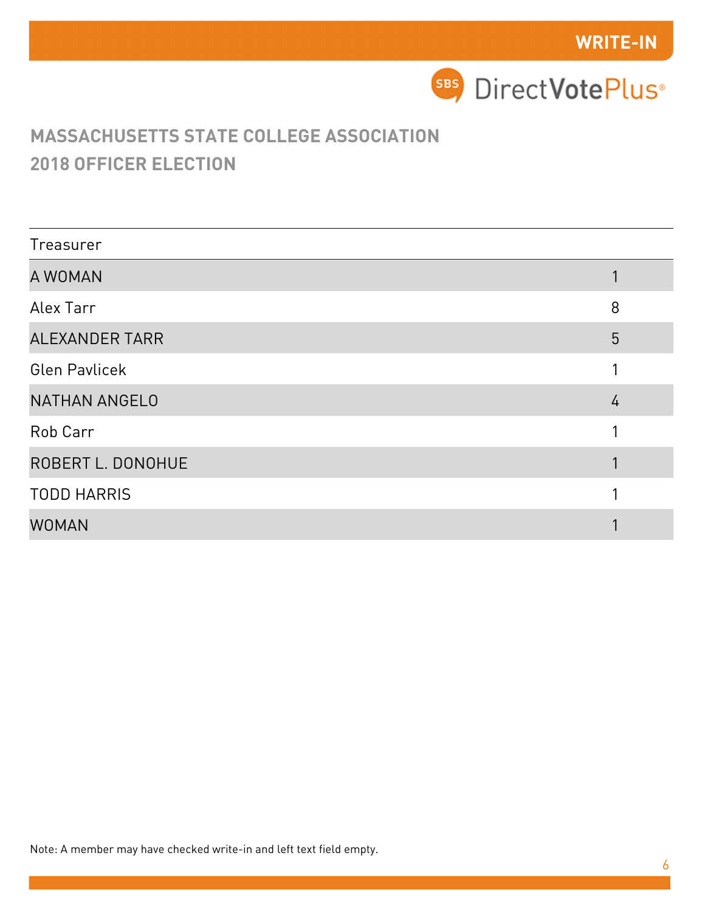**WRITE-IN**

SBS DirectVotePlus®

## MASSACHUSETTS STATE COLLEGE ASSOCIATION
## 2018 OFFICER ELECTION

| Treasurer | |
|---|---|
| A WOMAN | 1 |
| Alex Tarr | 8 |
| ALEXANDER TARR | 5 |
| Glen Pavlicek | 1 |
| NATHAN ANGELO | 4 |
| Rob Carr | 1 |
| ROBERT L. DONOHUE | 1 |
| TODD HARRIS | 1 |
| WOMAN | 1 |

Note: A member may have checked write-in and left text field empty.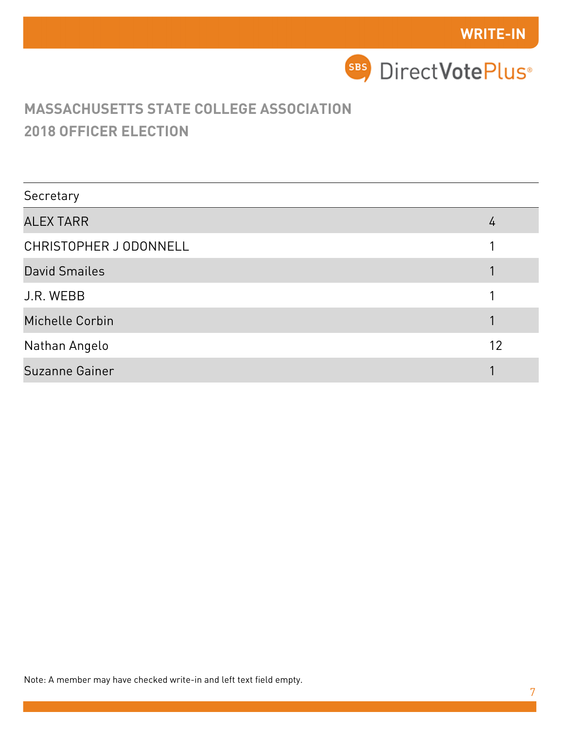WRITE-IN

DirectVotePlus

## MASSACHUSETTS STATE COLLEGE ASSOCIATION
## 2018 OFFICER ELECTION

| Secretary | |
|---|---|
| ALEX TARR | 4 |
| CHRISTOPHER J ODONNELL | 1 |
| David Smailes | 1 |
| J.R. WEBB | 1 |
| Michelle Corbin | 1 |
| Nathan Angelo | 12 |
| Suzanne Gainer | 1 |

Note: A member may have checked write-in and left text field empty.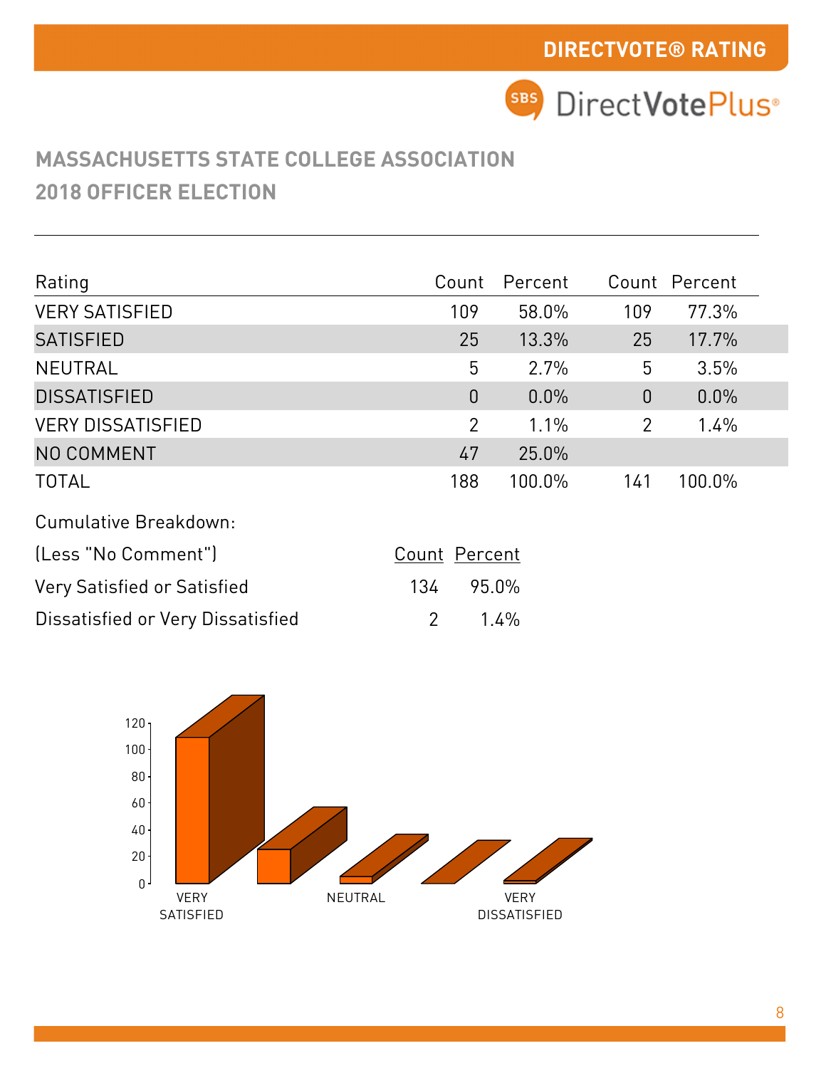DIRECTVOTE® RATING

# MASSACHUSETTS STATE COLLEGE ASSOCIATION
## 2018 OFFICER ELECTION

| Rating | Count | Percent | Count | Percent |
|---|---|---|---|---|
| VERY SATISFIED | 109 | 58.0% | 109 | 77.3% |
| SATISFIED | 25 | 13.3% | 25 | 17.7% |
| NEUTRAL | 5 | 2.7% | 5 | 3.5% |
| DISSATISFIED | 0 | 0.0% | 0 | 0.0% |
| VERY DISSATISFIED | 2 | 1.1% | 2 | 1.4% |
| NO COMMENT | 47 | 25.0% | | |
| TOTAL | 188 | 100.0% | 141 | 100.0% |

Cumulative Breakdown:

| (Less "No Comment") | Count | Percent |
|---|---|---|
| Very Satisfied or Satisfied | 134 | 95.0% |
| Dissatisfied or Very Dissatisfied | 2 | 1.4% |

120
100
80
60
40
20
0

VERY SATISFIED — NEUTRAL — VERY DISSATISFIED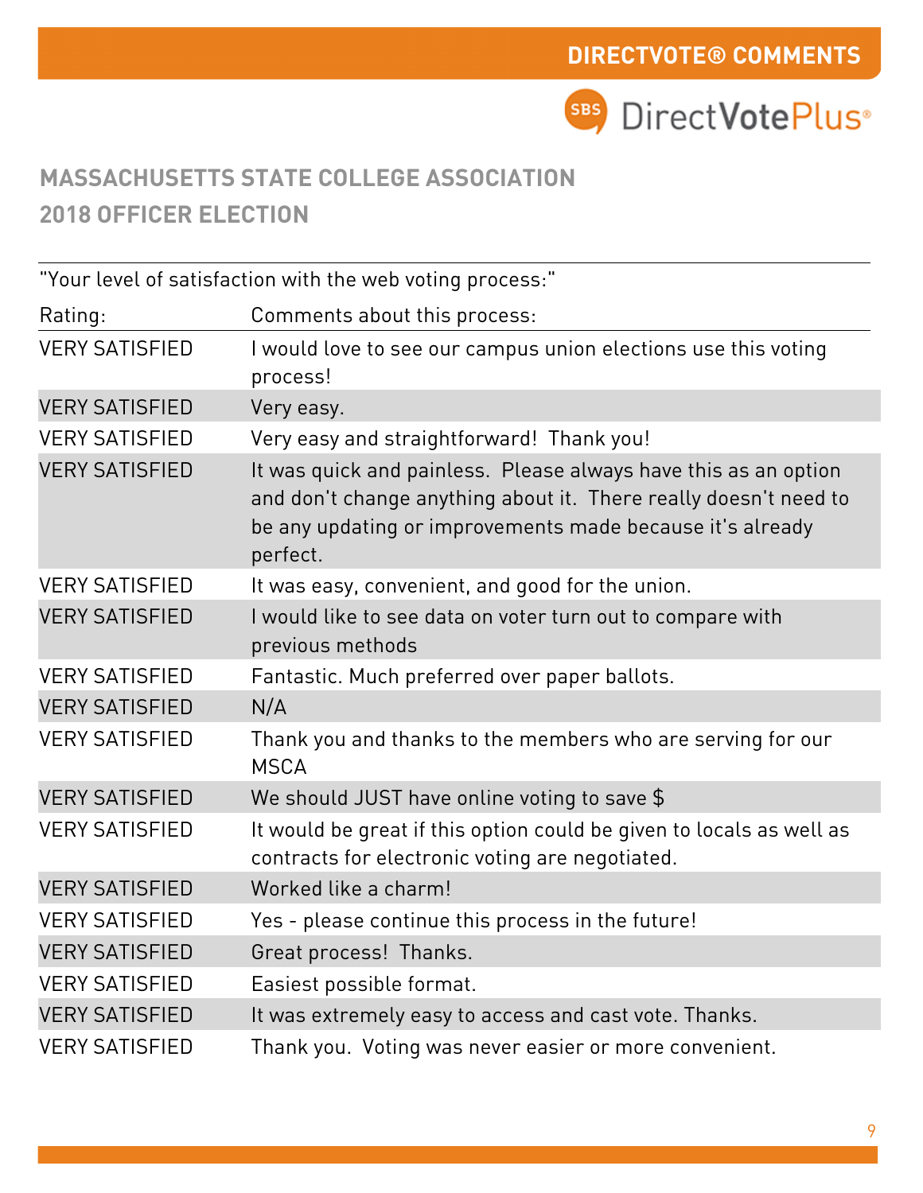## MASSACHUSETTS STATE COLLEGE ASSOCIATION
## 2018 OFFICER ELECTION

"Your level of satisfaction with the web voting process:"

| Rating: | Comments about this process: |
|---|---|
| VERY SATISFIED | I would love to see our campus union elections use this voting process! |
| VERY SATISFIED | Very easy. |
| VERY SATISFIED | Very easy and straightforward!  Thank you! |
| VERY SATISFIED | It was quick and painless.  Please always have this as an option and don't change anything about it.  There really doesn't need to be any updating or improvements made because it's already perfect. |
| VERY SATISFIED | It was easy, convenient, and good for the union. |
| VERY SATISFIED | I would like to see data on voter turn out to compare with previous methods |
| VERY SATISFIED | Fantastic. Much preferred over paper ballots. |
| VERY SATISFIED | N/A |
| VERY SATISFIED | Thank you and thanks to the members who are serving for our MSCA |
| VERY SATISFIED | We should JUST have online voting to save $ |
| VERY SATISFIED | It would be great if this option could be given to locals as well as contracts for electronic voting are negotiated. |
| VERY SATISFIED | Worked like a charm! |
| VERY SATISFIED | Yes - please continue this process in the future! |
| VERY SATISFIED | Great process!  Thanks. |
| VERY SATISFIED | Easiest possible format. |
| VERY SATISFIED | It was extremely easy to access and cast vote. Thanks. |
| VERY SATISFIED | Thank you.  Voting was never easier or more convenient. |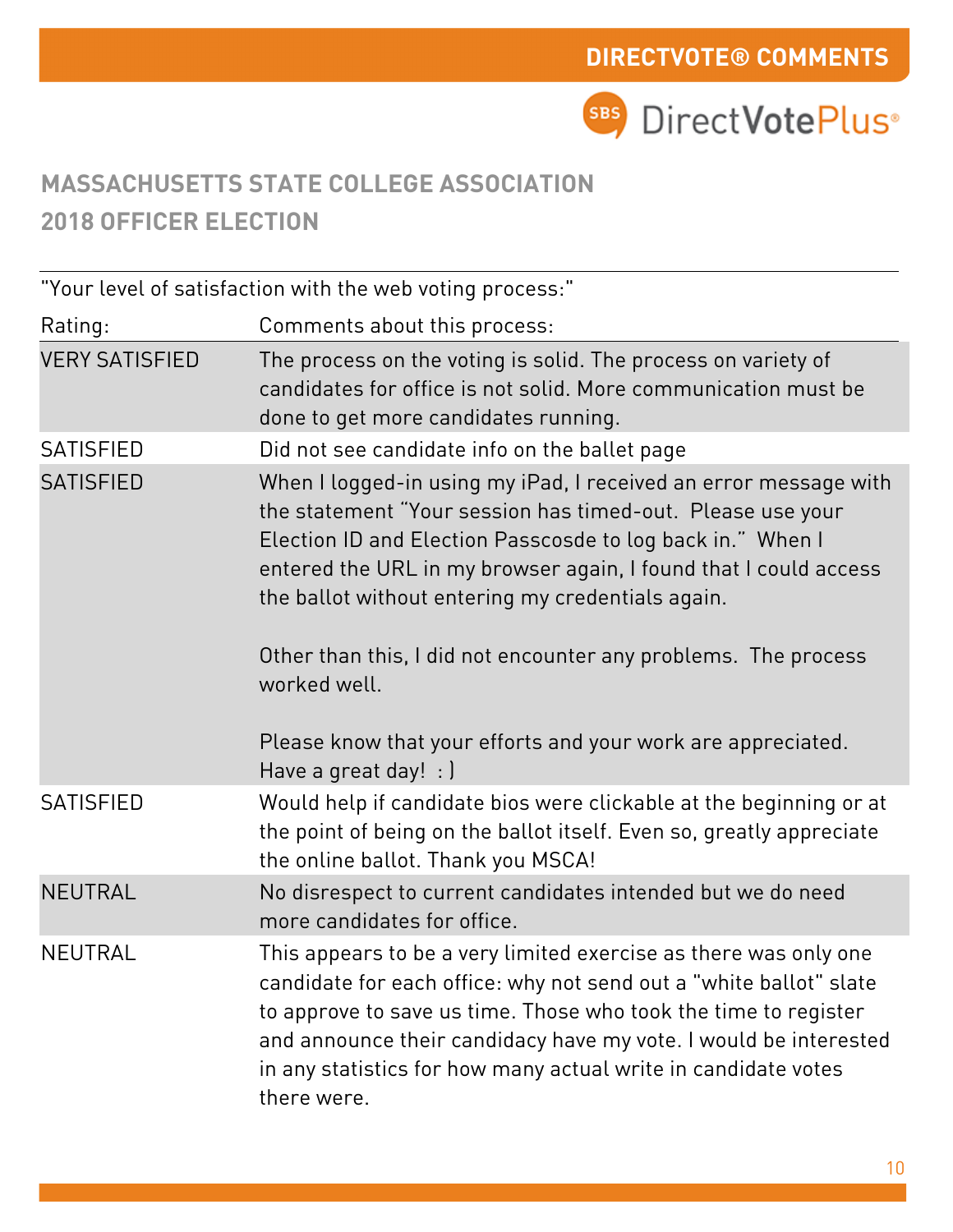# MASSACHUSETTS STATE COLLEGE ASSOCIATION
## 2018 OFFICER ELECTION

"Your level of satisfaction with the web voting process:"

| Rating: | Comments about this process: |
|---|---|
| VERY SATISFIED | The process on the voting is solid. The process on variety of candidates for office is not solid. More communication must be done to get more candidates running. |
| SATISFIED | Did not see candidate info on the ballet page |
| SATISFIED | When I logged-in using my iPad, I received an error message with the statement "Your session has timed-out.  Please use your Election ID and Election Passcosde to log back in."  When I entered the URL in my browser again, I found that I could access the ballot without entering my credentials again.<br><br>Other than this, I did not encounter any problems.  The process worked well.<br><br>Please know that your efforts and your work are appreciated.  Have a great day!  : ) |
| SATISFIED | Would help if candidate bios were clickable at the beginning or at the point of being on the ballot itself. Even so, greatly appreciate the online ballot. Thank you MSCA! |
| NEUTRAL | No disrespect to current candidates intended but we do need more candidates for office. |
| NEUTRAL | This appears to be a very limited exercise as there was only one candidate for each office: why not send out a "white ballot" slate to approve to save us time. Those who took the time to register and announce their candidacy have my vote. I would be interested in any statistics for how many actual write in candidate votes there were. |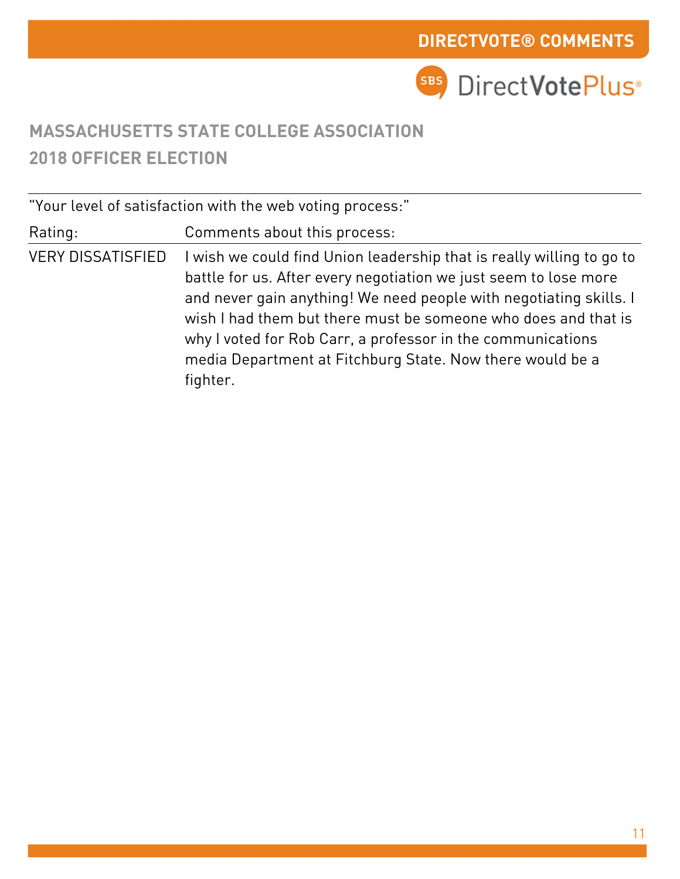# MASSACHUSETTS STATE COLLEGE ASSOCIATION
## 2018 OFFICER ELECTION

"Your level of satisfaction with the web voting process:"

| Rating: | Comments about this process: |
|---|---|
| VERY DISSATISFIED | I wish we could find Union leadership that is really willing to go to battle for us. After every negotiation we just seem to lose more and never gain anything! We need people with negotiating skills. I wish I had them but there must be someone who does and that is why I voted for Rob Carr, a professor in the communications media Department at Fitchburg State. Now there would be a fighter. |